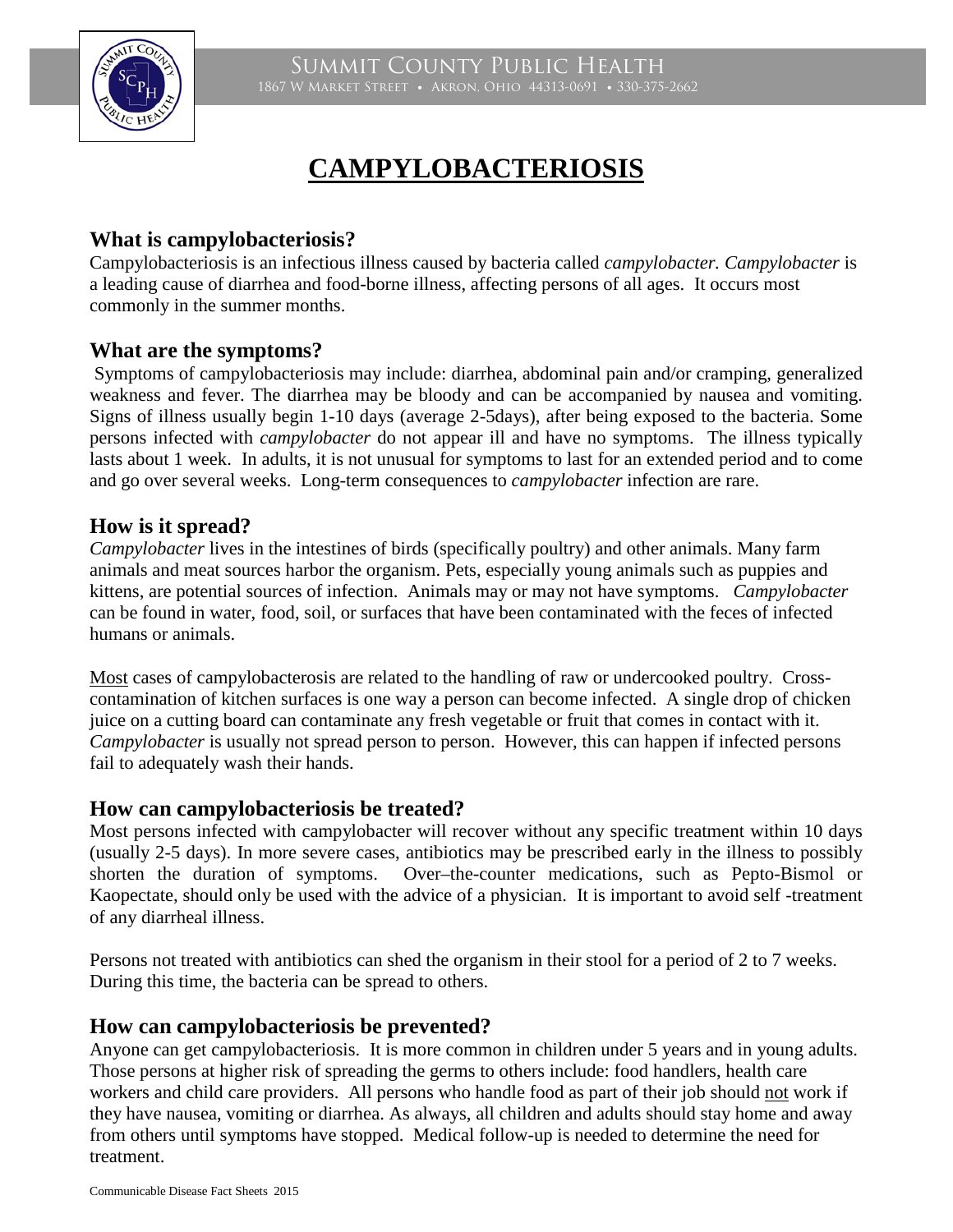Summit County Public Health
1867 W Market Street • Akron, Ohio 44313-0691 • 330-375-2662

# CAMPYLOBACTERIOSIS

## What is campylobacteriosis?

Campylobacteriosis is an infectious illness caused by bacteria called *campylobacter. Campylobacter* is a leading cause of diarrhea and food-borne illness, affecting persons of all ages. It occurs most commonly in the summer months.

## What are the symptoms?

Symptoms of campylobacteriosis may include: diarrhea, abdominal pain and/or cramping, generalized weakness and fever. The diarrhea may be bloody and can be accompanied by nausea and vomiting. Signs of illness usually begin 1-10 days (average 2-5days), after being exposed to the bacteria. Some persons infected with *campylobacter* do not appear ill and have no symptoms. The illness typically lasts about 1 week. In adults, it is not unusual for symptoms to last for an extended period and to come and go over several weeks. Long-term consequences to *campylobacter* infection are rare.

## How is it spread?

*Campylobacter* lives in the intestines of birds (specifically poultry) and other animals. Many farm animals and meat sources harbor the organism. Pets, especially young animals such as puppies and kittens, are potential sources of infection. Animals may or may not have symptoms. *Campylobacter* can be found in water, food, soil, or surfaces that have been contaminated with the feces of infected humans or animals.

Most cases of campylobacterosis are related to the handling of raw or undercooked poultry. Cross-contamination of kitchen surfaces is one way a person can become infected. A single drop of chicken juice on a cutting board can contaminate any fresh vegetable or fruit that comes in contact with it. *Campylobacter* is usually not spread person to person. However, this can happen if infected persons fail to adequately wash their hands.

## How can campylobacteriosis be treated?

Most persons infected with campylobacter will recover without any specific treatment within 10 days (usually 2-5 days). In more severe cases, antibiotics may be prescribed early in the illness to possibly shorten the duration of symptoms. Over–the-counter medications, such as Pepto-Bismol or Kaopectate, should only be used with the advice of a physician. It is important to avoid self -treatment of any diarrheal illness.

Persons not treated with antibiotics can shed the organism in their stool for a period of 2 to 7 weeks. During this time, the bacteria can be spread to others.

## How can campylobacteriosis be prevented?

Anyone can get campylobacteriosis. It is more common in children under 5 years and in young adults. Those persons at higher risk of spreading the germs to others include: food handlers, health care workers and child care providers. All persons who handle food as part of their job should not work if they have nausea, vomiting or diarrhea. As always, all children and adults should stay home and away from others until symptoms have stopped. Medical follow-up is needed to determine the need for treatment.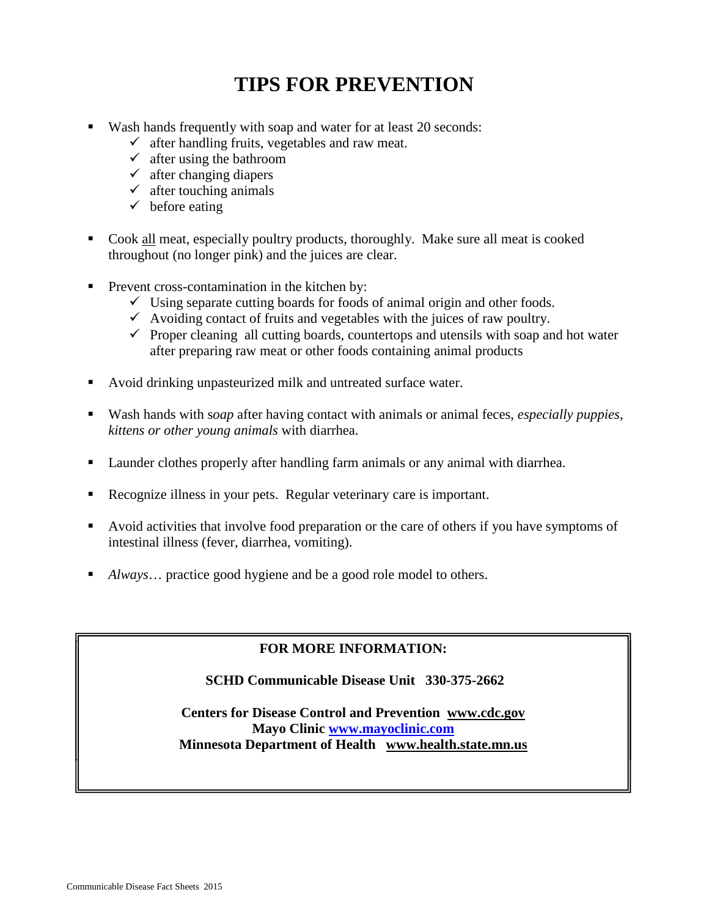# TIPS FOR PREVENTION

- Wash hands frequently with soap and water for at least 20 seconds:
  - after handling fruits, vegetables and raw meat.
  - after using the bathroom
  - after changing diapers
  - after touching animals
  - before eating

- Cook <u>all</u> meat, especially poultry products, thoroughly. Make sure all meat is cooked throughout (no longer pink) and the juices are clear.

- Prevent cross-contamination in the kitchen by:
  - Using separate cutting boards for foods of animal origin and other foods.
  - Avoiding contact of fruits and vegetables with the juices of raw poultry.
  - Proper cleaning all cutting boards, countertops and utensils with soap and hot water after preparing raw meat or other foods containing animal products

- Avoid drinking unpasteurized milk and untreated surface water.

- Wash hands with s*oap* after having contact with animals or animal feces, *especially puppies, kittens or other young animals* with diarrhea.

- Launder clothes properly after handling farm animals or any animal with diarrhea.

- Recognize illness in your pets. Regular veterinary care is important.

- Avoid activities that involve food preparation or the care of others if you have symptoms of intestinal illness (fever, diarrhea, vomiting).

- *Always*… practice good hygiene and be a good role model to others.

**FOR MORE INFORMATION:**

**SCHD Communicable Disease Unit 330-375-2662**

**Centers for Disease Control and Prevention www.cdc.gov**
**Mayo Clinic www.mayoclinic.com**
**Minnesota Department of Health www.health.state.mn.us**